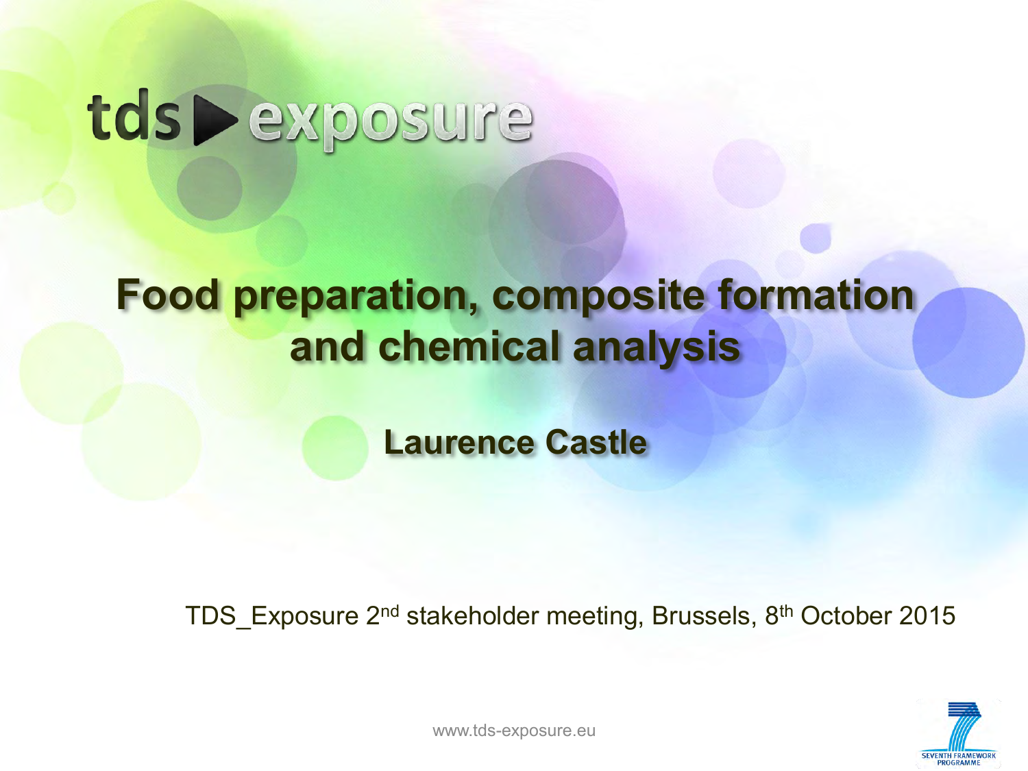tds▶exposure

# Food preparation, composite formation and chemical analysis

**Laurence Castle**

TDS_Exposure 2nd stakeholder meeting, Brussels, 8th October 2015

www.tds-exposure.eu

SEVENTH FRAMEWORK PROGRAMME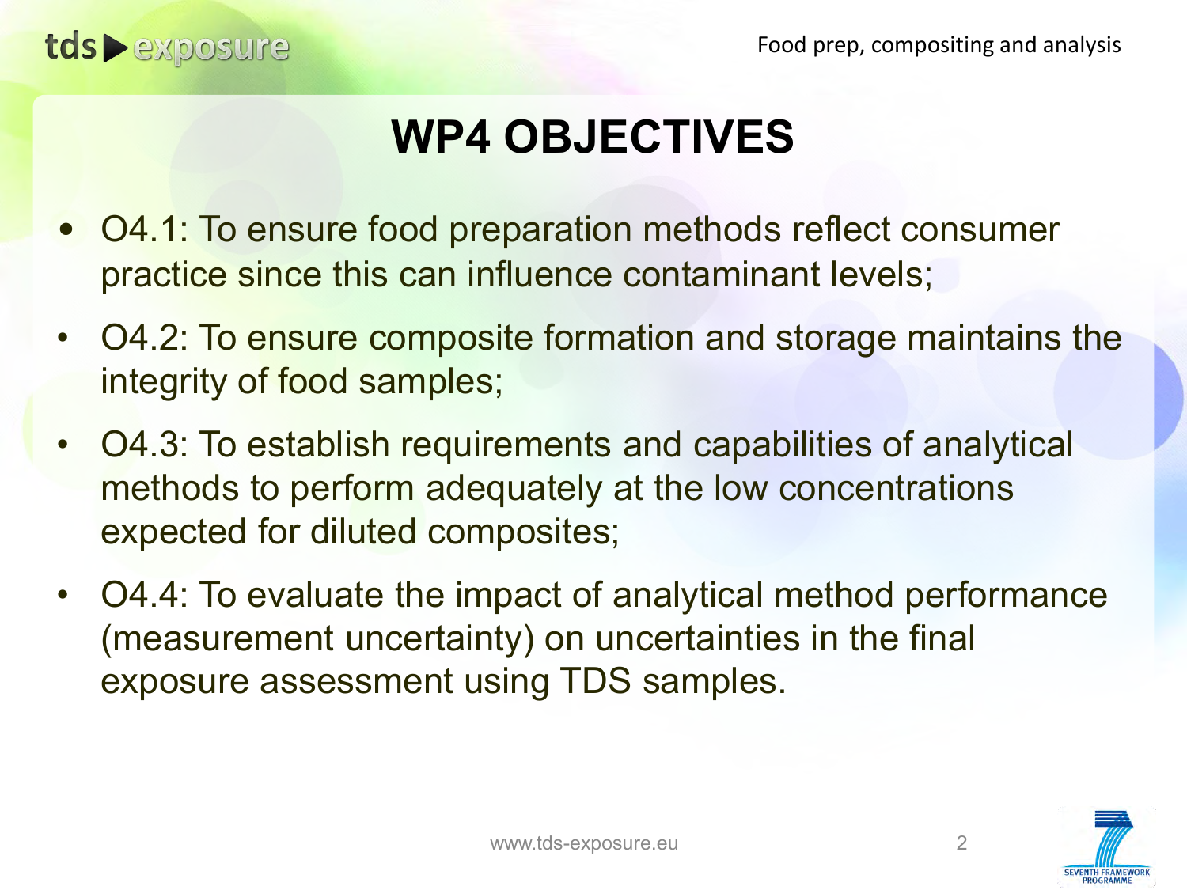# WP4 OBJECTIVES

- O4.1: To ensure food preparation methods reflect consumer practice since this can influence contaminant levels;
- O4.2: To ensure composite formation and storage maintains the integrity of food samples;
- O4.3: To establish requirements and capabilities of analytical methods to perform adequately at the low concentrations expected for diluted composites;
- O4.4: To evaluate the impact of analytical method performance (measurement uncertainty) on uncertainties in the final exposure assessment using TDS samples.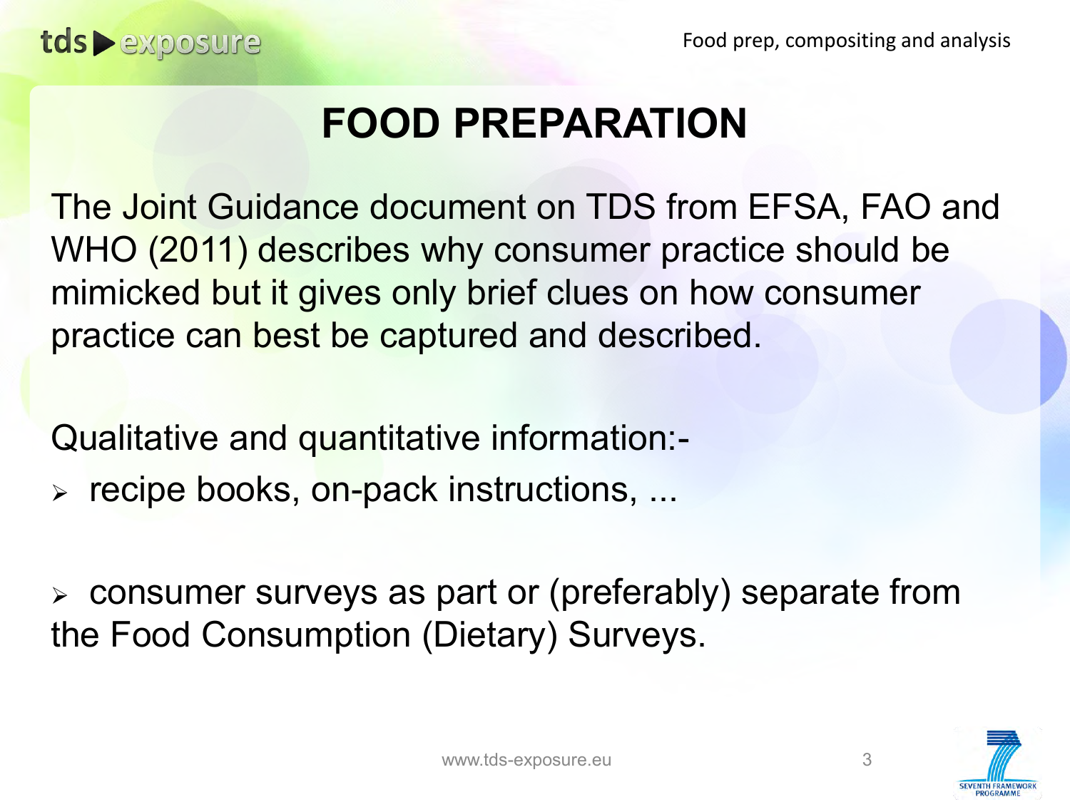# FOOD PREPARATION

The Joint Guidance document on TDS from EFSA, FAO and WHO (2011) describes why consumer practice should be mimicked but it gives only brief clues on how consumer practice can best be captured and described.

Qualitative and quantitative information:-

- recipe books, on-pack instructions, ...

- consumer surveys as part or (preferably) separate from the Food Consumption (Dietary) Surveys.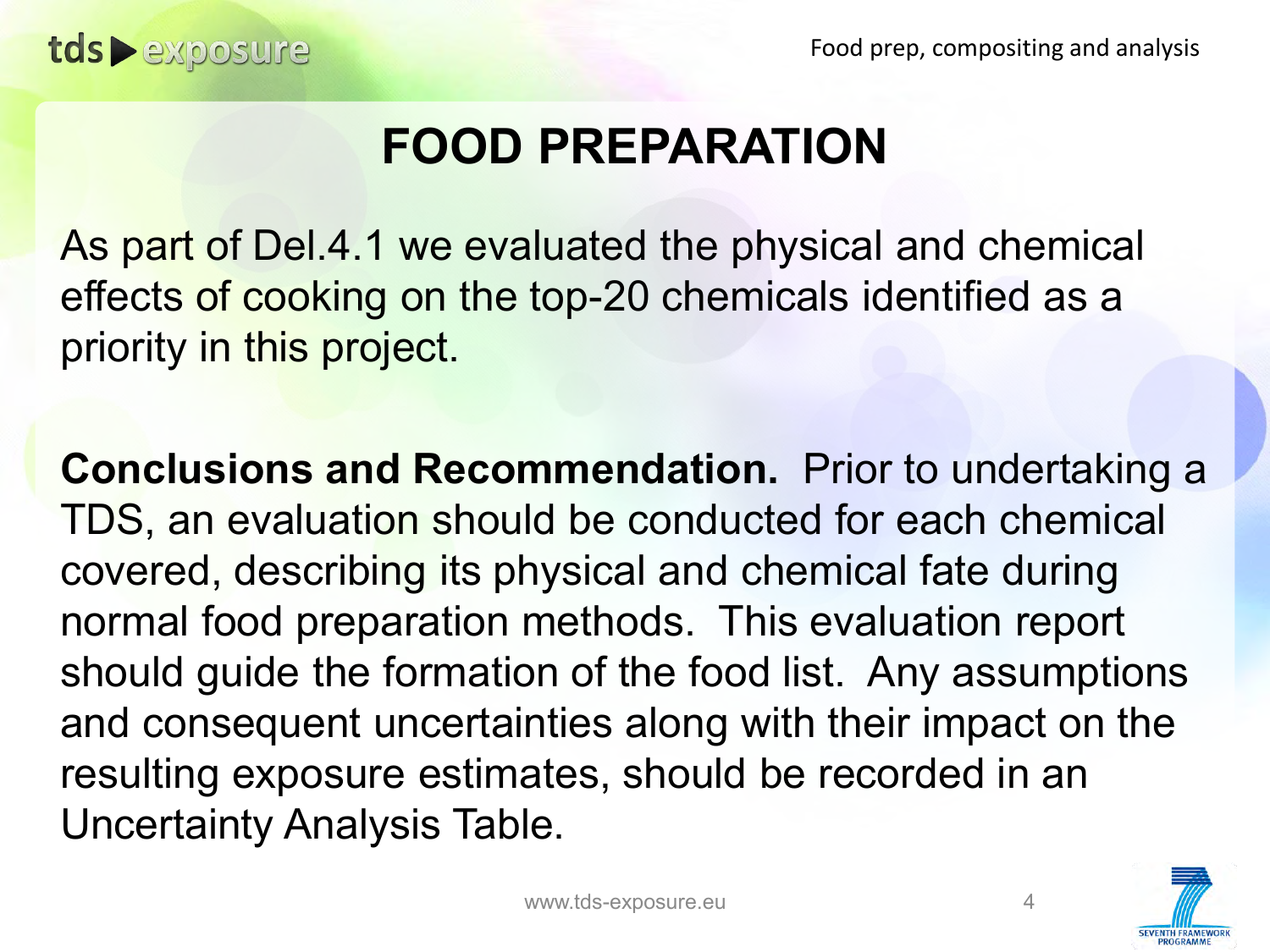# FOOD PREPARATION

As part of Del.4.1 we evaluated the physical and chemical effects of cooking on the top-20 chemicals identified as a priority in this project.

**Conclusions and Recommendation.** Prior to undertaking a TDS, an evaluation should be conducted for each chemical covered, describing its physical and chemical fate during normal food preparation methods. This evaluation report should guide the formation of the food list. Any assumptions and consequent uncertainties along with their impact on the resulting exposure estimates, should be recorded in an Uncertainty Analysis Table.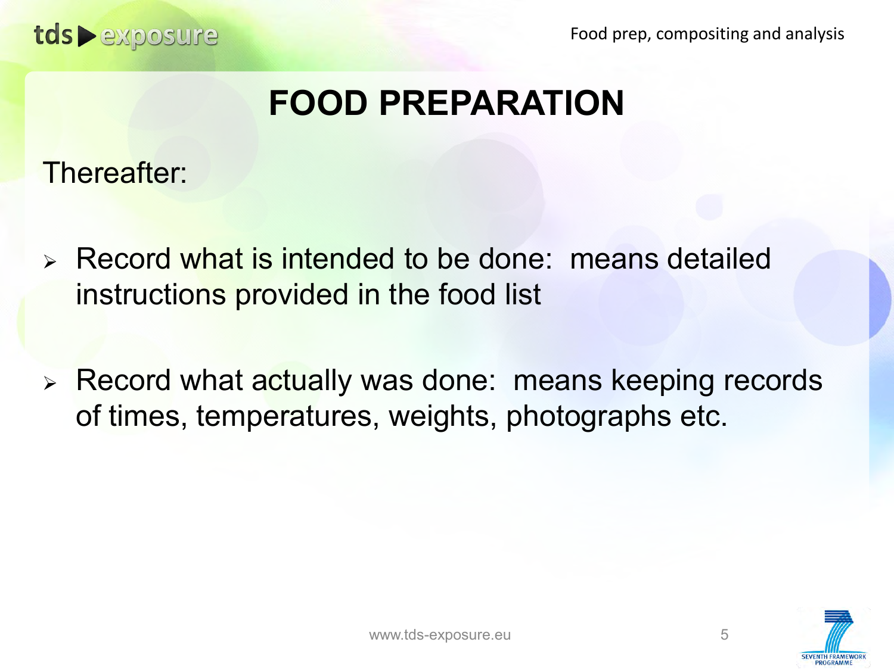# FOOD PREPARATION

Thereafter:

- Record what is intended to be done: means detailed instructions provided in the food list
- Record what actually was done: means keeping records of times, temperatures, weights, photographs etc.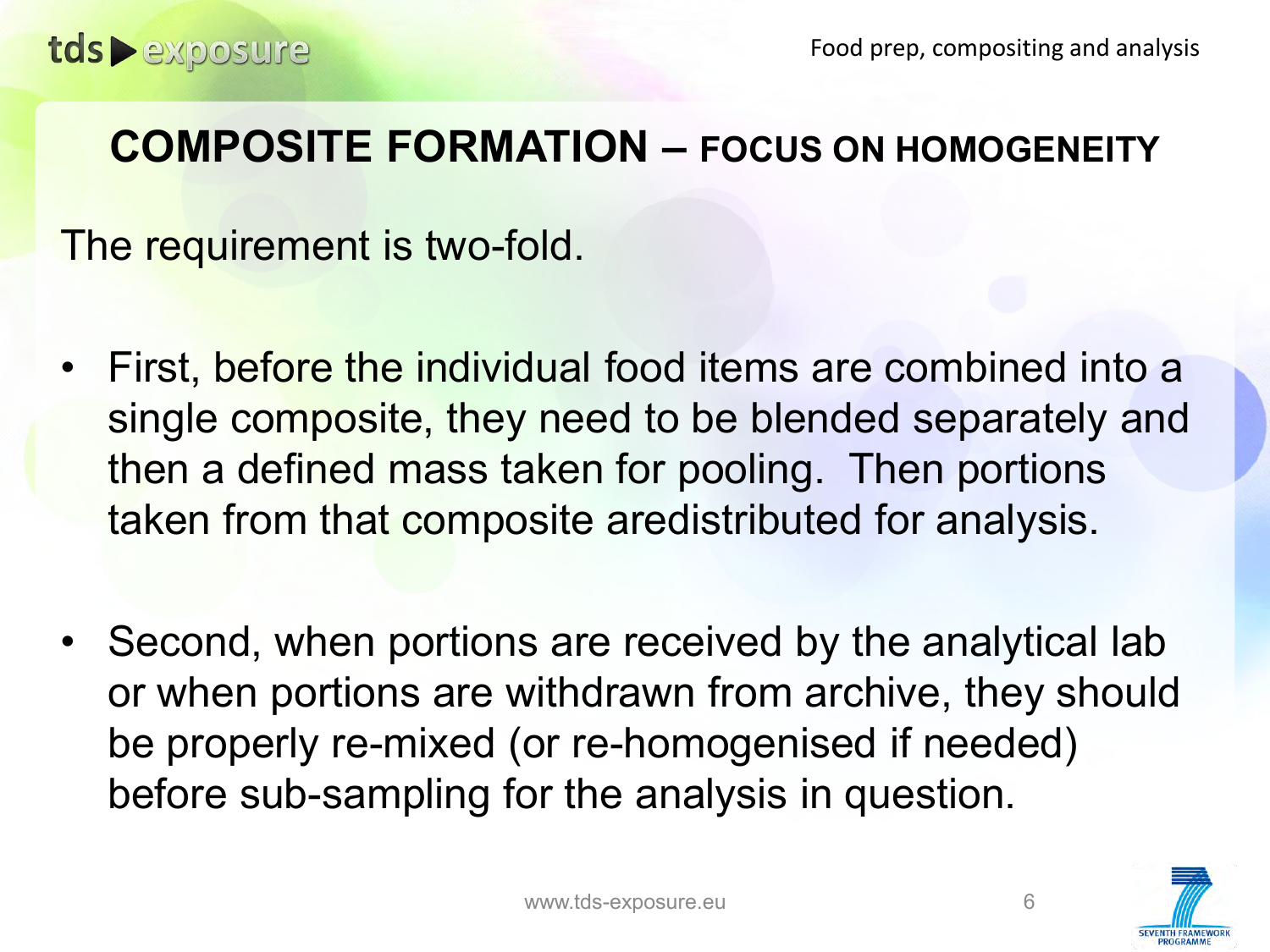# COMPOSITE FORMATION – FOCUS ON HOMOGENEITY

The requirement is two-fold.

- First, before the individual food items are combined into a single composite, they need to be blended separately and then a defined mass taken for pooling. Then portions taken from that composite aredistributed for analysis.

- Second, when portions are received by the analytical lab or when portions are withdrawn from archive, they should be properly re-mixed (or re-homogenised if needed) before sub-sampling for the analysis in question.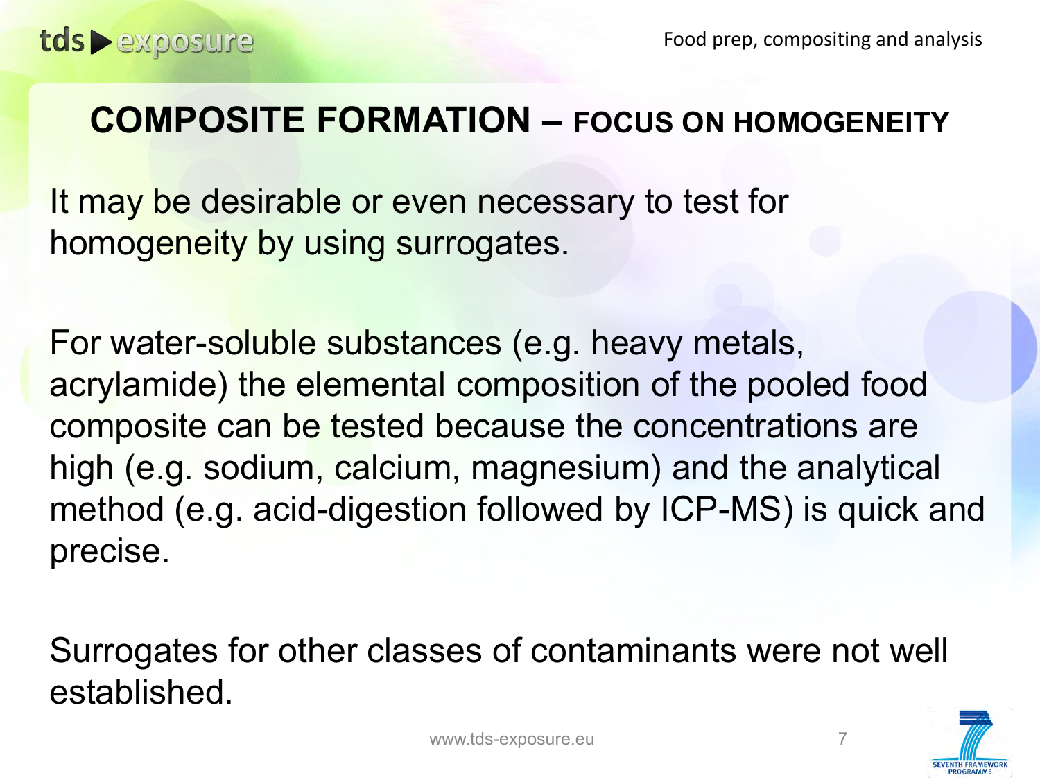# COMPOSITE FORMATION – FOCUS ON HOMOGENEITY

It may be desirable or even necessary to test for homogeneity by using surrogates.

For water-soluble substances (e.g. heavy metals, acrylamide) the elemental composition of the pooled food composite can be tested because the concentrations are high (e.g. sodium, calcium, magnesium) and the analytical method (e.g. acid-digestion followed by ICP-MS) is quick and precise.

Surrogates for other classes of contaminants were not well established.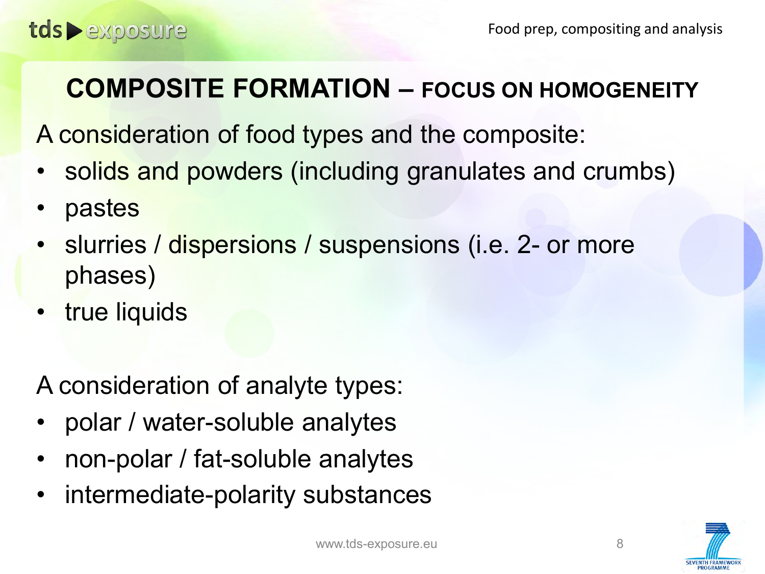# COMPOSITE FORMATION – FOCUS ON HOMOGENEITY

A consideration of food types and the composite:

- solids and powders (including granulates and crumbs)
- pastes
- slurries / dispersions / suspensions (i.e. 2- or more phases)
- true liquids

A consideration of analyte types:

- polar / water-soluble analytes
- non-polar / fat-soluble analytes
- intermediate-polarity substances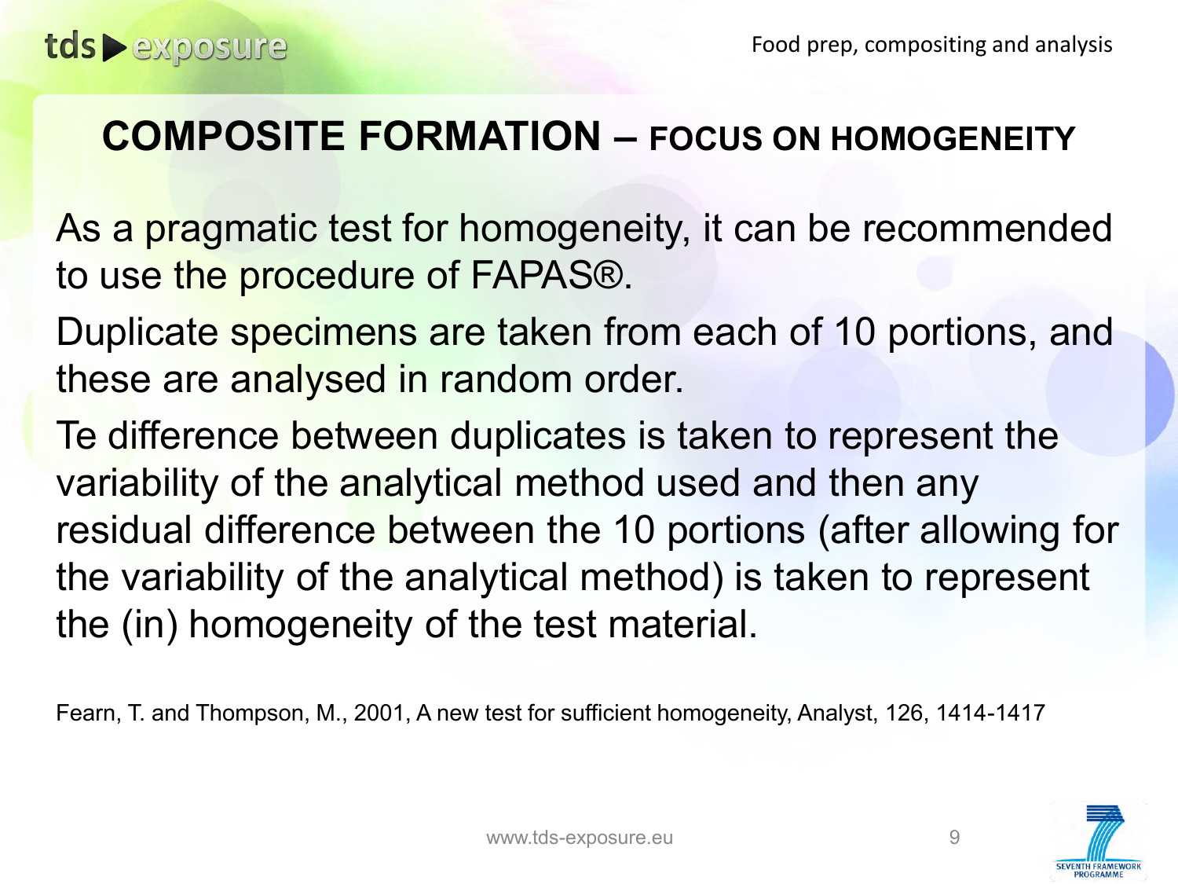# COMPOSITE FORMATION – FOCUS ON HOMOGENEITY

As a pragmatic test for homogeneity, it can be recommended to use the procedure of FAPAS®.

Duplicate specimens are taken from each of 10 portions, and these are analysed in random order.

Te difference between duplicates is taken to represent the variability of the analytical method used and then any residual difference between the 10 portions (after allowing for the variability of the analytical method) is taken to represent the (in) homogeneity of the test material.

Fearn, T. and Thompson, M., 2001, A new test for sufficient homogeneity, Analyst, 126, 1414-1417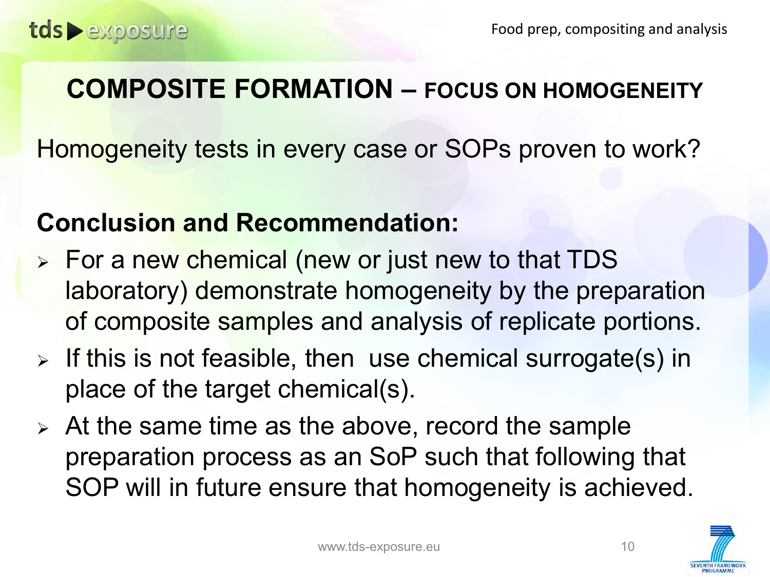# COMPOSITE FORMATION – FOCUS ON HOMOGENEITY

Homogeneity tests in every case or SOPs proven to work?

**Conclusion and Recommendation:**

- For a new chemical (new or just new to that TDS laboratory) demonstrate homogeneity by the preparation of composite samples and analysis of replicate portions.
- If this is not feasible, then use chemical surrogate(s) in place of the target chemical(s).
- At the same time as the above, record the sample preparation process as an SoP such that following that SOP will in future ensure that homogeneity is achieved.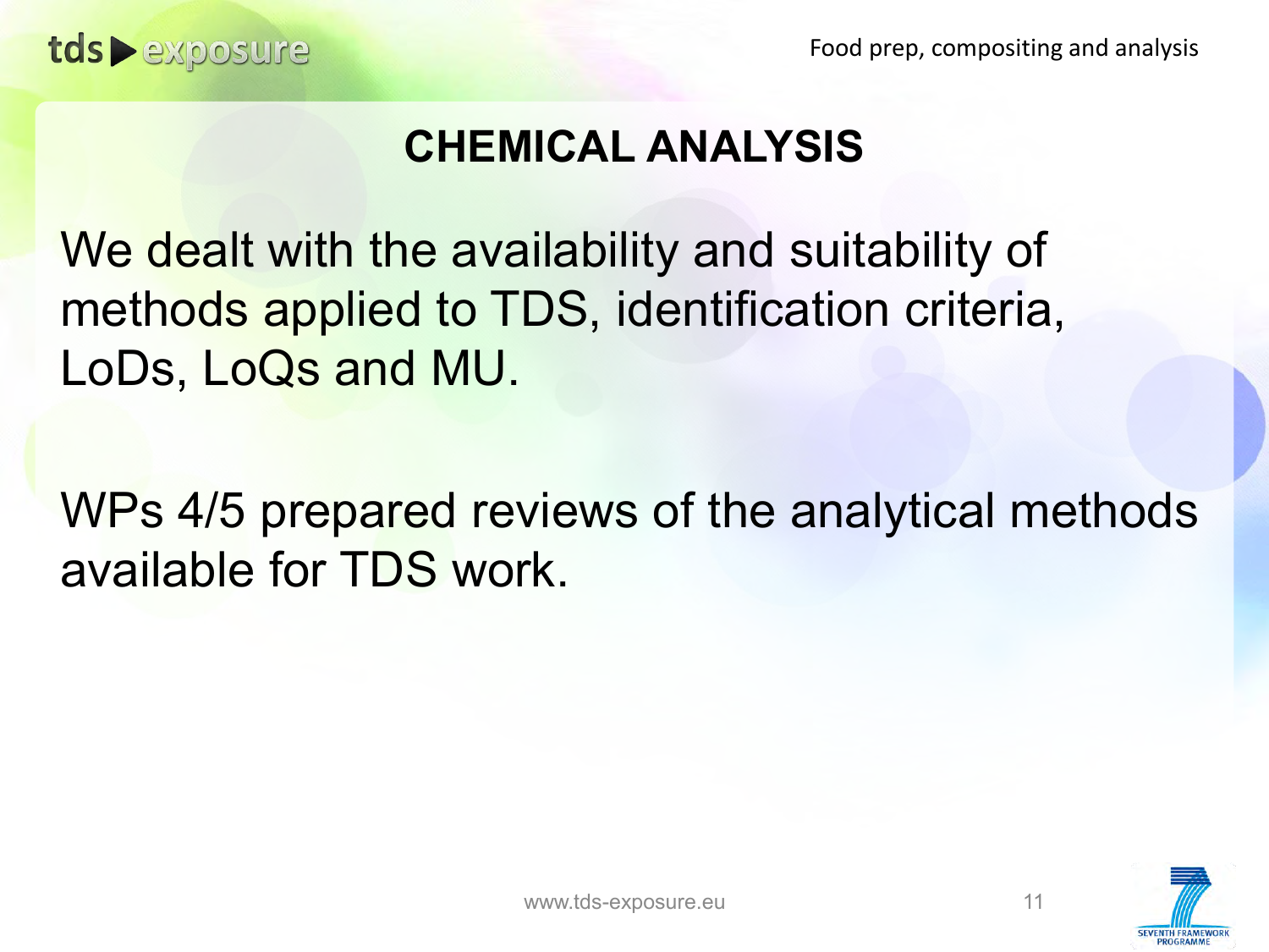# CHEMICAL ANALYSIS

We dealt with the availability and suitability of methods applied to TDS, identification criteria, LoDs, LoQs and MU.

WPs 4/5 prepared reviews of the analytical methods available for TDS work.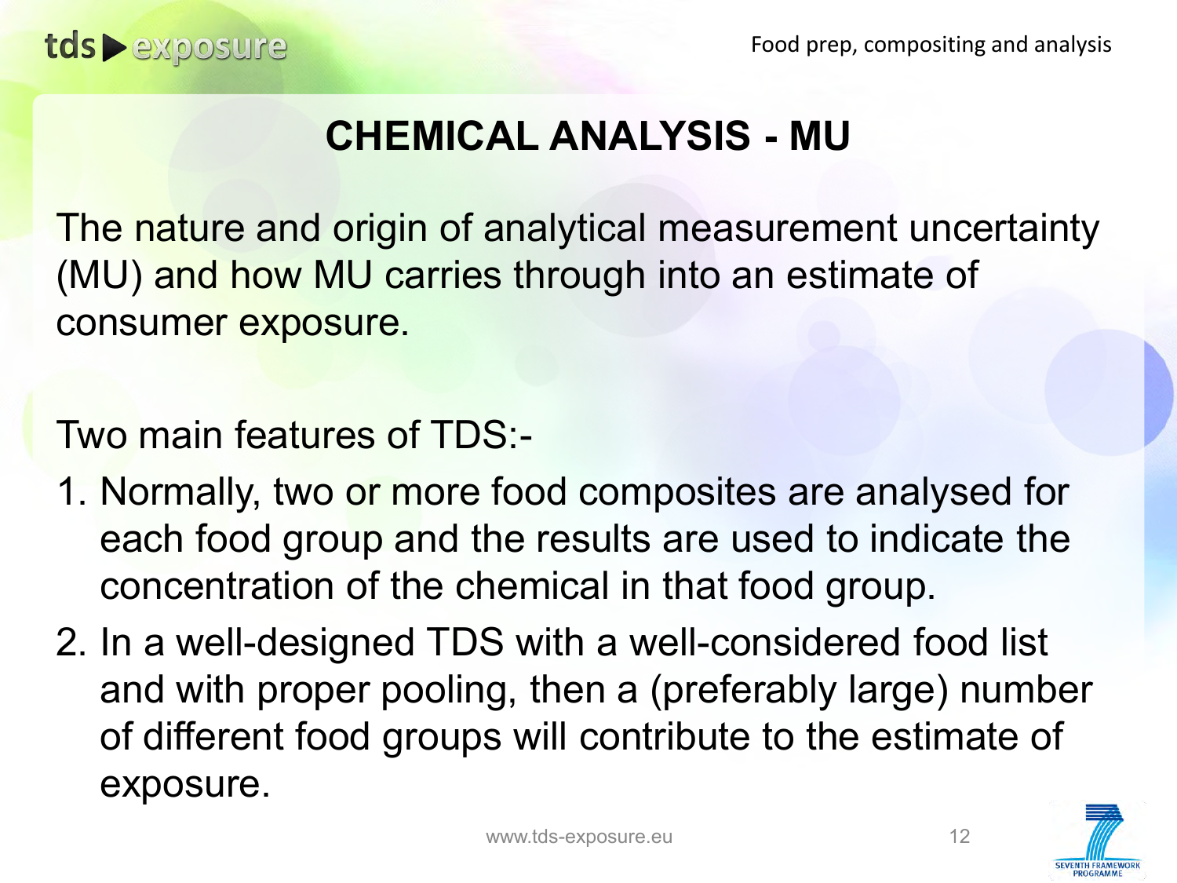# CHEMICAL ANALYSIS - MU

The nature and origin of analytical measurement uncertainty (MU) and how MU carries through into an estimate of consumer exposure.

Two main features of TDS:-

1. Normally, two or more food composites are analysed for each food group and the results are used to indicate the concentration of the chemical in that food group.
2. In a well-designed TDS with a well-considered food list and with proper pooling, then a (preferably large) number of different food groups will contribute to the estimate of exposure.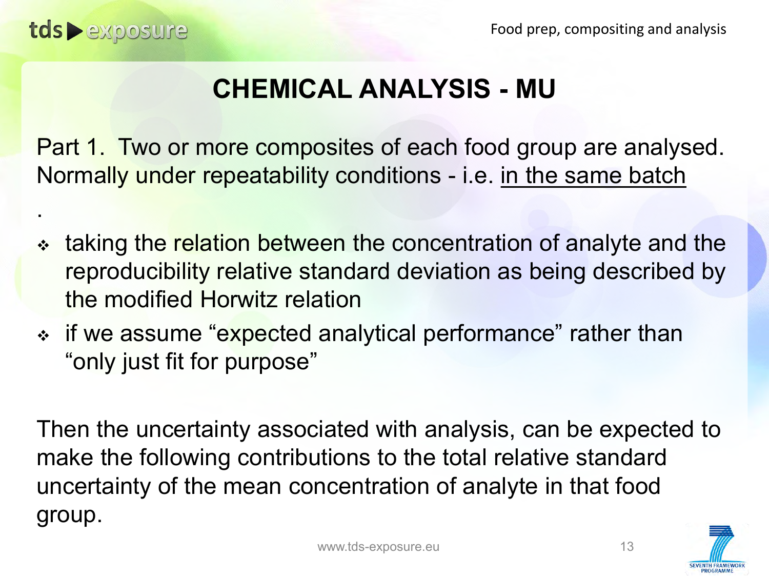# CHEMICAL ANALYSIS - MU

Part 1. Two or more composites of each food group are analysed. Normally under repeatability conditions - i.e. <u>in the same batch</u>

.

- taking the relation between the concentration of analyte and the reproducibility relative standard deviation as being described by the modified Horwitz relation
- if we assume “expected analytical performance” rather than “only just fit for purpose”

Then the uncertainty associated with analysis, can be expected to make the following contributions to the total relative standard uncertainty of the mean concentration of analyte in that food group.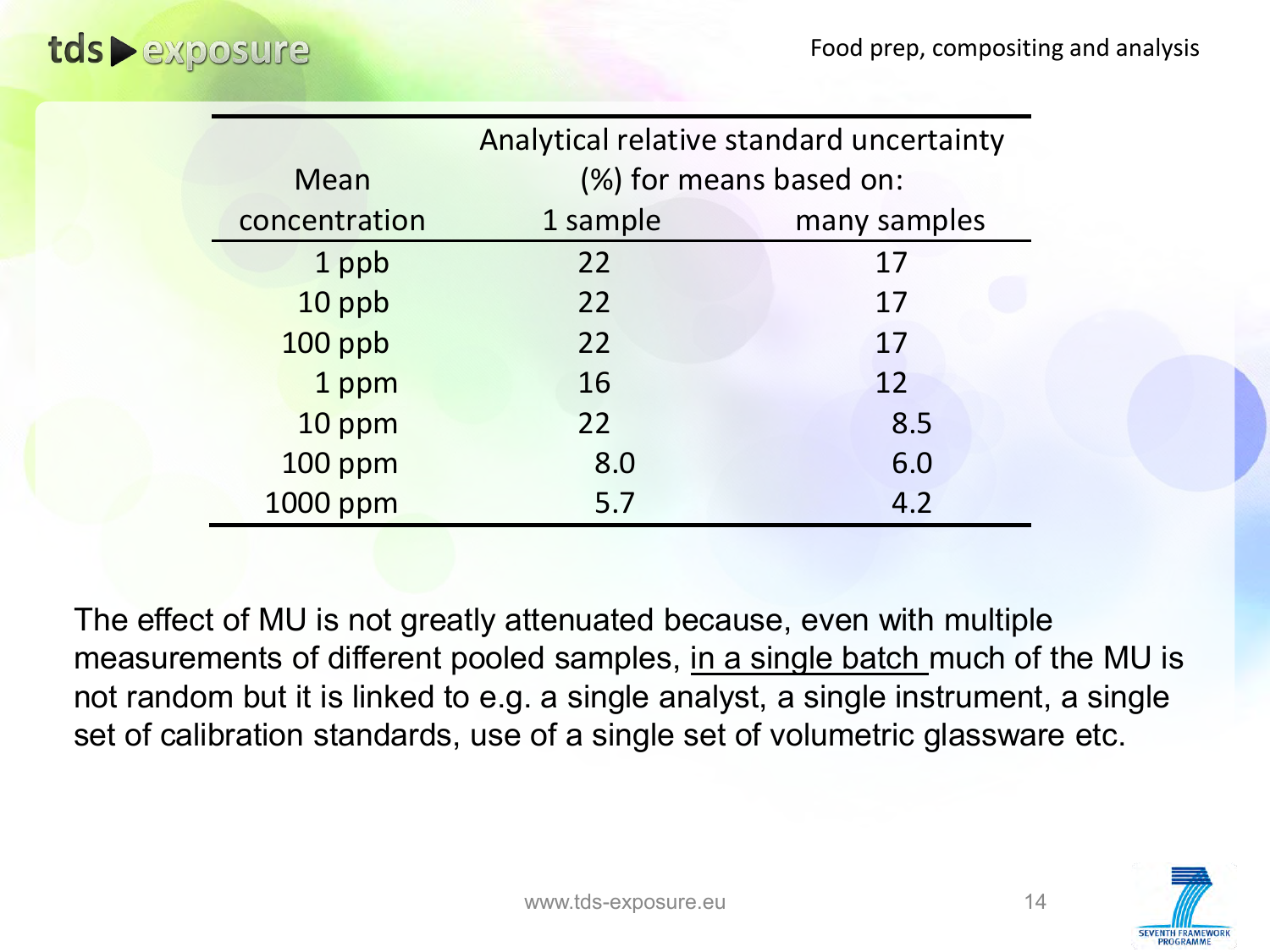| Mean concentration | Analytical relative standard uncertainty (%) for means based on: 1 sample | many samples |
|---|---|---|
| 1 ppb | 22 | 17 |
| 10 ppb | 22 | 17 |
| 100 ppb | 22 | 17 |
| 1 ppm | 16 | 12 |
| 10 ppm | 22 | 8.5 |
| 100 ppm | 8.0 | 6.0 |
| 1000 ppm | 5.7 | 4.2 |

The effect of MU is not greatly attenuated because, even with multiple measurements of different pooled samples, in a single batch much of the MU is not random but it is linked to e.g. a single analyst, a single instrument, a single set of calibration standards, use of a single set of volumetric glassware etc.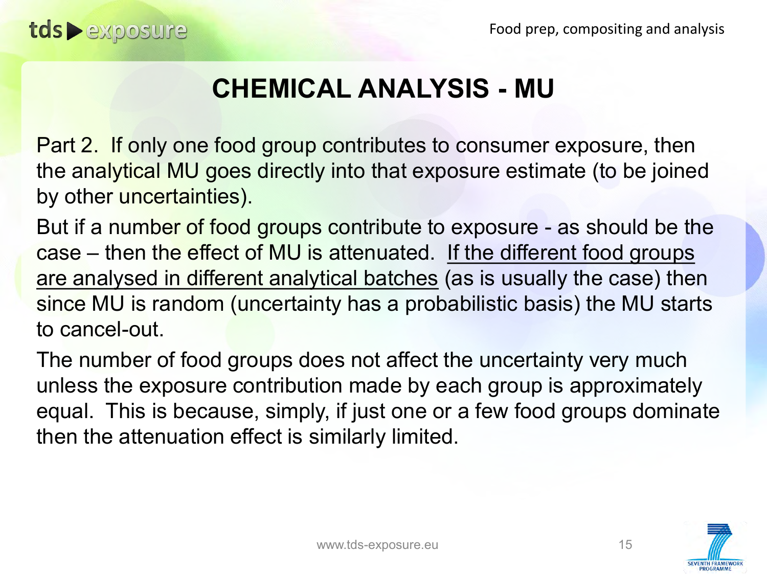# CHEMICAL ANALYSIS - MU

Part 2. If only one food group contributes to consumer exposure, then the analytical MU goes directly into that exposure estimate (to be joined by other uncertainties).

But if a number of food groups contribute to exposure - as should be the case – then the effect of MU is attenuated. <u>If the different food groups are analysed in different analytical batches</u> (as is usually the case) then since MU is random (uncertainty has a probabilistic basis) the MU starts to cancel-out.

The number of food groups does not affect the uncertainty very much unless the exposure contribution made by each group is approximately equal. This is because, simply, if just one or a few food groups dominate then the attenuation effect is similarly limited.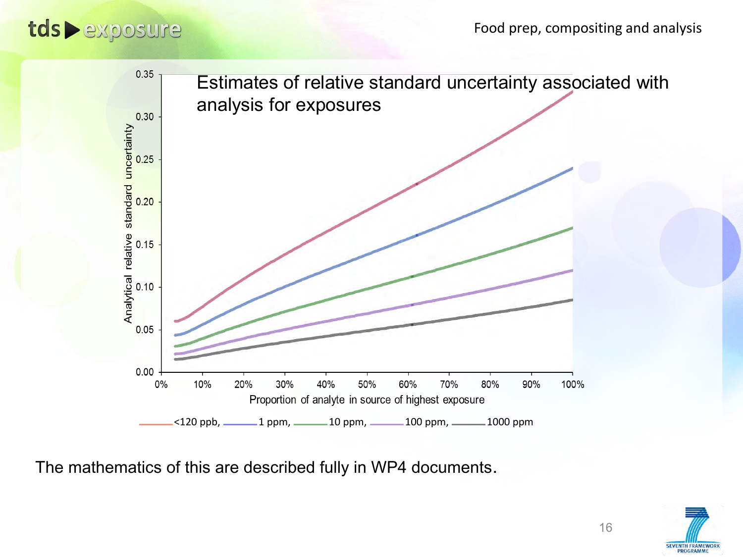Food prep, compositing and analysis

Estimates of relative standard uncertainty associated with analysis for exposures

Analytical relative standard uncertainty (y-axis: 0.00 – 0.35)

Proportion of analyte in source of highest exposure (x-axis: 0% – 100%)

<120 ppb, 1 ppm, 10 ppm, 100 ppm, 1000 ppm

The mathematics of this are described fully in WP4 documents.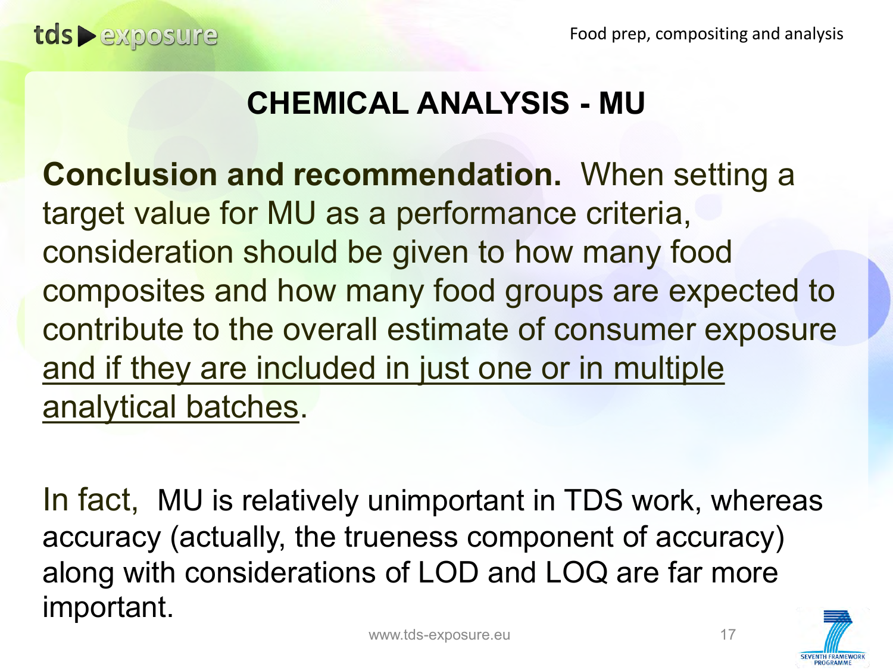# CHEMICAL ANALYSIS - MU

**Conclusion and recommendation.** When setting a target value for MU as a performance criteria, consideration should be given to how many food composites and how many food groups are expected to contribute to the overall estimate of consumer exposure <u>and if they are included in just one or in multiple analytical batches</u>.

In fact, MU is relatively unimportant in TDS work, whereas accuracy (actually, the trueness component of accuracy) along with considerations of LOD and LOQ are far more important.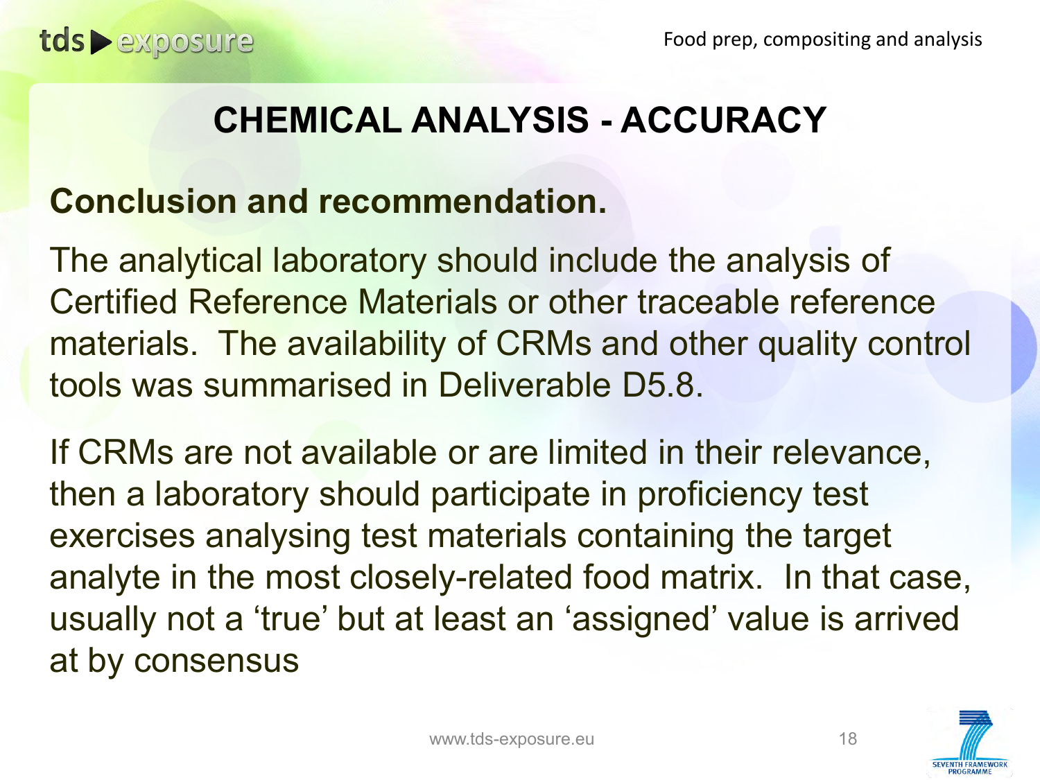# CHEMICAL ANALYSIS - ACCURACY

**Conclusion and recommendation.**

The analytical laboratory should include the analysis of Certified Reference Materials or other traceable reference materials. The availability of CRMs and other quality control tools was summarised in Deliverable D5.8.

If CRMs are not available or are limited in their relevance, then a laboratory should participate in proficiency test exercises analysing test materials containing the target analyte in the most closely-related food matrix. In that case, usually not a 'true' but at least an 'assigned' value is arrived at by consensus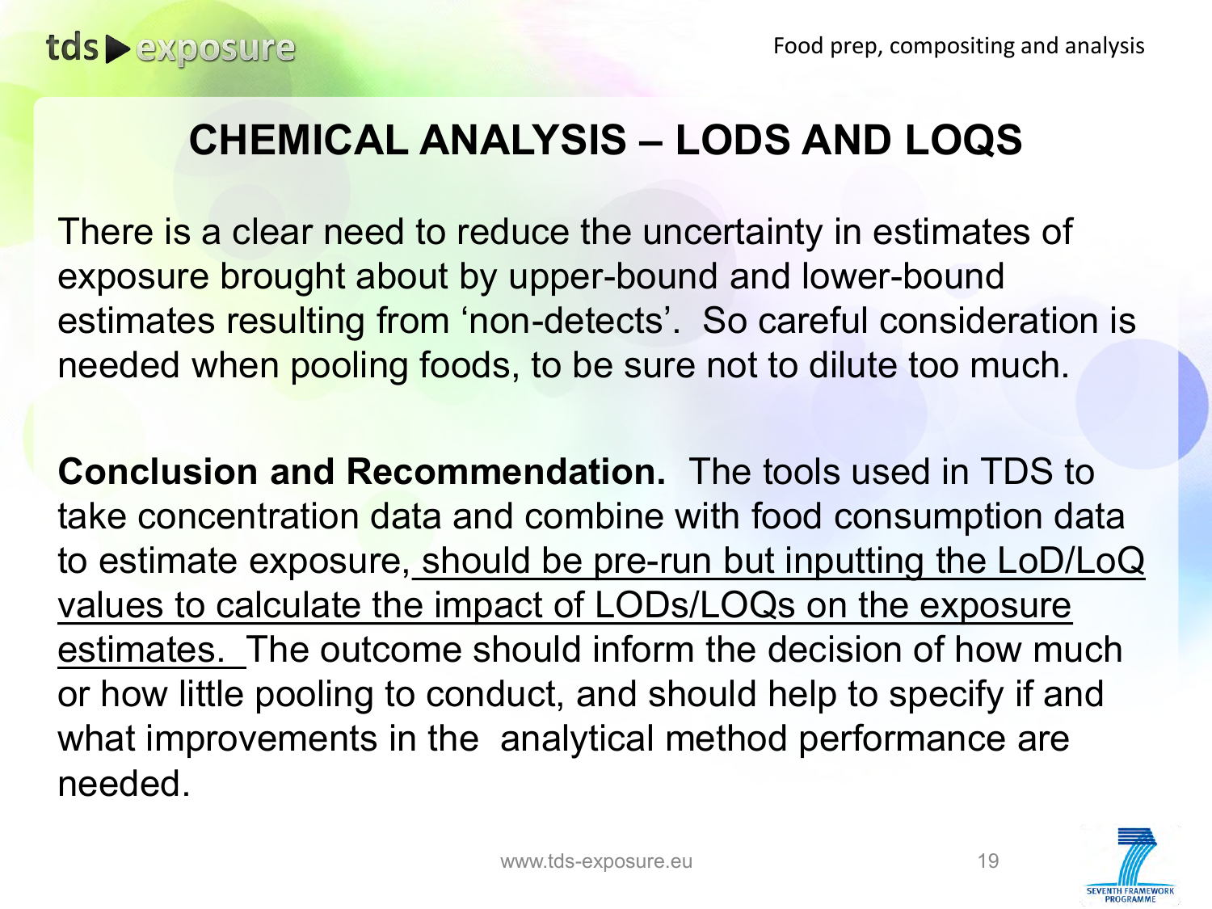# CHEMICAL ANALYSIS – LODS AND LOQS

There is a clear need to reduce the uncertainty in estimates of exposure brought about by upper-bound and lower-bound estimates resulting from 'non-detects'. So careful consideration is needed when pooling foods, to be sure not to dilute too much.

**Conclusion and Recommendation.** The tools used in TDS to take concentration data and combine with food consumption data to estimate exposure, <u>should be pre-run but inputting the LoD/LoQ values to calculate the impact of LODs/LOQs on the exposure estimates.</u> The outcome should inform the decision of how much or how little pooling to conduct, and should help to specify if and what improvements in the analytical method performance are needed.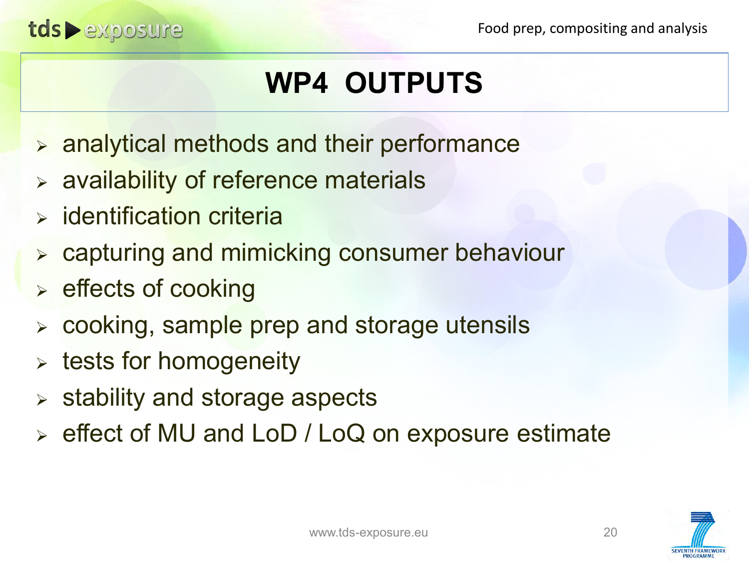# WP4 OUTPUTS

- analytical methods and their performance
- availability of reference materials
- identification criteria
- capturing and mimicking consumer behaviour
- effects of cooking
- cooking, sample prep and storage utensils
- tests for homogeneity
- stability and storage aspects
- effect of MU and LoD / LoQ on exposure estimate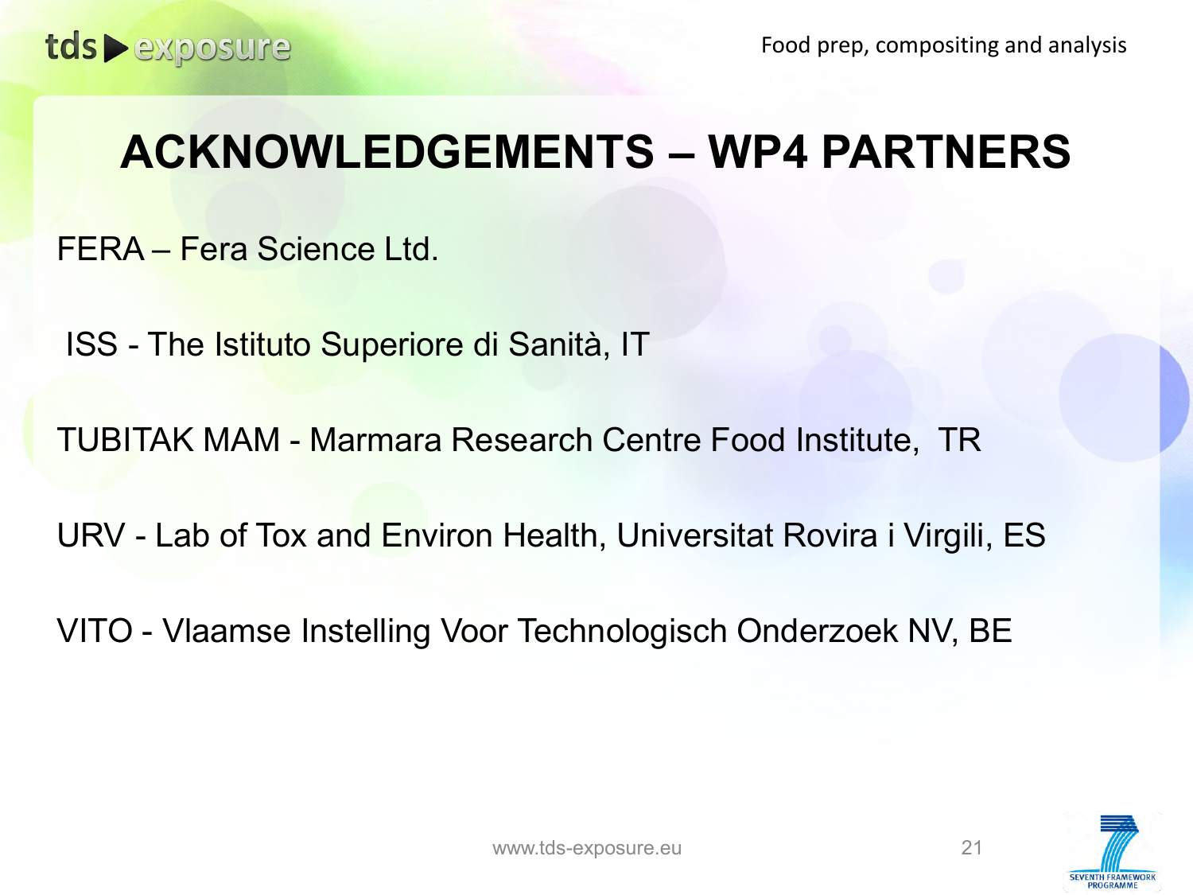# ACKNOWLEDGEMENTS – WP4 PARTNERS

FERA – Fera Science Ltd.

ISS - The Istituto Superiore di Sanità, IT

TUBITAK MAM - Marmara Research Centre Food Institute, TR

URV - Lab of Tox and Environ Health, Universitat Rovira i Virgili, ES

VITO - Vlaamse Instelling Voor Technologisch Onderzoek NV, BE